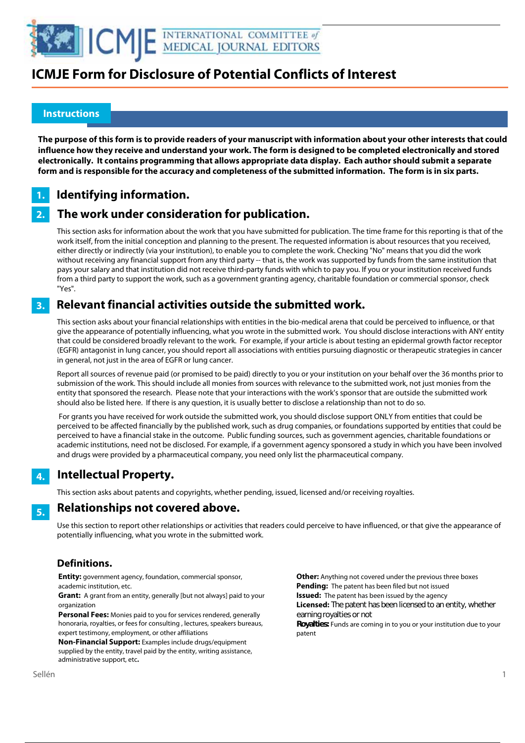# ICMJE Form for Disclosure of Potential Conflicts of Interest

## Instructions

**The purpose of this form is to provide readers of your manuscript with information about your other interests that could influence how they receive and understand your work. The form is designed to be completed electronically and stored electronically. It contains programming that allows appropriate data display. Each author should submit a separate form and is responsible for the accuracy and completeness of the submitted information. The form is in six parts.**

## 1. Identifying information.

## 2. The work under consideration for publication.

This section asks for information about the work that you have submitted for publication. The time frame for this reporting is that of the work itself, from the initial conception and planning to the present. The requested information is about resources that you received, either directly or indirectly (via your institution), to enable you to complete the work. Checking "No" means that you did the work without receiving any financial support from any third party -- that is, the work was supported by funds from the same institution that pays your salary and that institution did not receive third-party funds with which to pay you. If you or your institution received funds from a third party to support the work, such as a government granting agency, charitable foundation or commercial sponsor, check "Yes".

## 3. Relevant financial activities outside the submitted work.

This section asks about your financial relationships with entities in the bio-medical arena that could be perceived to influence, or that give the appearance of potentially influencing, what you wrote in the submitted work. You should disclose interactions with ANY entity that could be considered broadly relevant to the work. For example, if your article is about testing an epidermal growth factor receptor (EGFR) antagonist in lung cancer, you should report all associations with entities pursuing diagnostic or therapeutic strategies in cancer in general, not just in the area of EGFR or lung cancer.

Report all sources of revenue paid (or promised to be paid) directly to you or your institution on your behalf over the 36 months prior to submission of the work. This should include all monies from sources with relevance to the submitted work, not just monies from the entity that sponsored the research. Please note that your interactions with the work's sponsor that are outside the submitted work should also be listed here. If there is any question, it is usually better to disclose a relationship than not to do so.

For grants you have received for work outside the submitted work, you should disclose support ONLY from entities that could be perceived to be affected financially by the published work, such as drug companies, or foundations supported by entities that could be perceived to have a financial stake in the outcome. Public funding sources, such as government agencies, charitable foundations or academic institutions, need not be disclosed. For example, if a government agency sponsored a study in which you have been involved and drugs were provided by a pharmaceutical company, you need only list the pharmaceutical company.

## 4. Intellectual Property.

This section asks about patents and copyrights, whether pending, issued, licensed and/or receiving royalties.

## 5. Relationships not covered above.

Use this section to report other relationships or activities that readers could perceive to have influenced, or that give the appearance of potentially influencing, what you wrote in the submitted work.

### Definitions.

**Entity:** government agency, foundation, commercial sponsor, academic institution, etc.

**Grant:** A grant from an entity, generally [but not always] paid to your organization

**Personal Fees:** Monies paid to you for services rendered, generally honoraria, royalties, or fees for consulting , lectures, speakers bureaus, expert testimony, employment, or other affiliations

**Non-Financial Support:** Examples include drugs/equipment supplied by the entity, travel paid by the entity, writing assistance, administrative support, etc**.**

**Other:** Anything not covered under the previous three boxes

**Pending:** The patent has been filed but not issued

**Issued:** The patent has been issued by the agency

**Licensed:** The patent has been licensed to an entity, whether earning royalties or not

**Royalties:** Funds are coming in to you or your institution due to your patent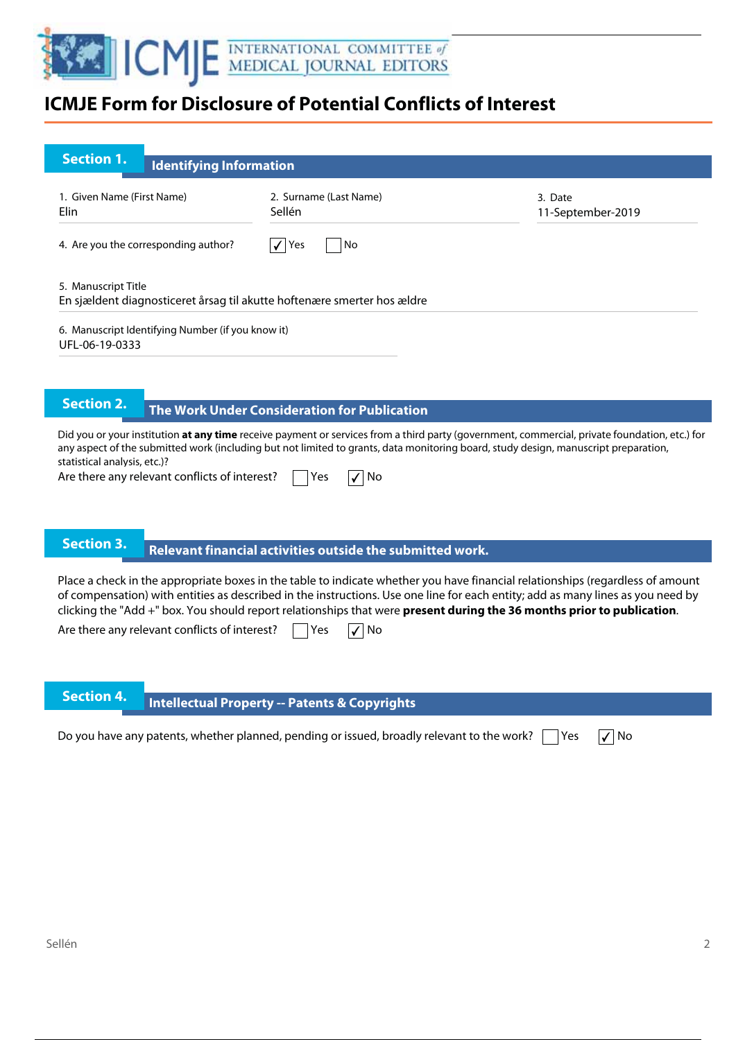# ICMJE Form for Disclosure of Potential Conflicts of Interest

## Section 1. Identifying Information

1. Given Name (First Name)
Elin

2. Surname (Last Name)
Sellén

3. Date
11-September-2019

4. Are you the corresponding author? ☑ Yes ☐ No

5. Manuscript Title
En sjældent diagnosticeret årsag til akutte hoftenære smerter hos ældre

6. Manuscript Identifying Number (if you know it)
UFL-06-19-0333

## Section 2. The Work Under Consideration for Publication

Did you or your institution **at any time** receive payment or services from a third party (government, commercial, private foundation, etc.) for any aspect of the submitted work (including but not limited to grants, data monitoring board, study design, manuscript preparation, statistical analysis, etc.)?

Are there any relevant conflicts of interest? ☐ Yes ☑ No

## Section 3. Relevant financial activities outside the submitted work.

Place a check in the appropriate boxes in the table to indicate whether you have financial relationships (regardless of amount of compensation) with entities as described in the instructions. Use one line for each entity; add as many lines as you need by clicking the "Add +" box. You should report relationships that were **present during the 36 months prior to publication**.

Are there any relevant conflicts of interest? ☐ Yes ☑ No

## Section 4. Intellectual Property -- Patents & Copyrights

Do you have any patents, whether planned, pending or issued, broadly relevant to the work? ☐ Yes ☑ No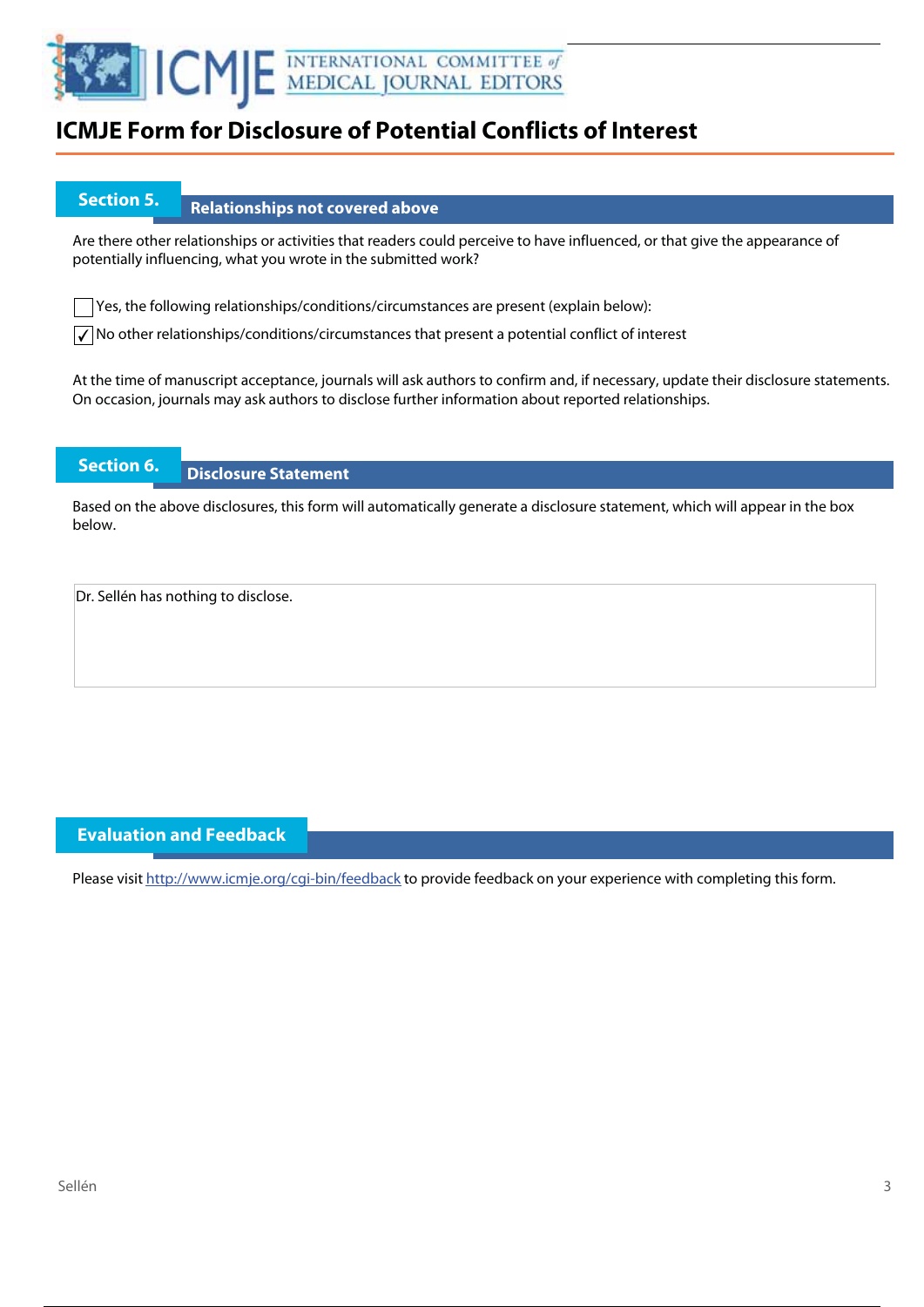# ICMJE Form for Disclosure of Potential Conflicts of Interest

## Section 5. Relationships not covered above

Are there other relationships or activities that readers could perceive to have influenced, or that give the appearance of potentially influencing, what you wrote in the submitted work?

- [ ] Yes, the following relationships/conditions/circumstances are present (explain below):
- [x] No other relationships/conditions/circumstances that present a potential conflict of interest

At the time of manuscript acceptance, journals will ask authors to confirm and, if necessary, update their disclosure statements. On occasion, journals may ask authors to disclose further information about reported relationships.

## Section 6. Disclosure Statement

Based on the above disclosures, this form will automatically generate a disclosure statement, which will appear in the box below.

Dr. Sellén has nothing to disclose.

## Evaluation and Feedback

Please visit http://www.icmje.org/cgi-bin/feedback to provide feedback on your experience with completing this form.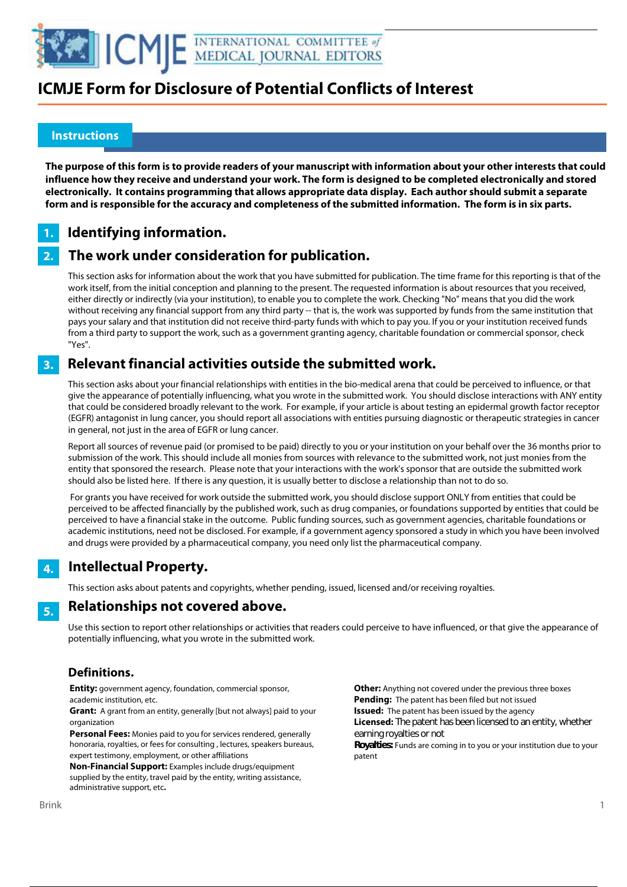# ICMJE Form for Disclosure of Potential Conflicts of Interest

## Instructions

**The purpose of this form is to provide readers of your manuscript with information about your other interests that could influence how they receive and understand your work. The form is designed to be completed electronically and stored electronically. It contains programming that allows appropriate data display. Each author should submit a separate form and is responsible for the accuracy and completeness of the submitted information. The form is in six parts.**

### 1. Identifying information.

### 2. The work under consideration for publication.

This section asks for information about the work that you have submitted for publication. The time frame for this reporting is that of the work itself, from the initial conception and planning to the present. The requested information is about resources that you received, either directly or indirectly (via your institution), to enable you to complete the work. Checking "No" means that you did the work without receiving any financial support from any third party -- that is, the work was supported by funds from the same institution that pays your salary and that institution did not receive third-party funds with which to pay you. If you or your institution received funds from a third party to support the work, such as a government granting agency, charitable foundation or commercial sponsor, check "Yes".

### 3. Relevant financial activities outside the submitted work.

This section asks about your financial relationships with entities in the bio-medical arena that could be perceived to influence, or that give the appearance of potentially influencing, what you wrote in the submitted work. You should disclose interactions with ANY entity that could be considered broadly relevant to the work. For example, if your article is about testing an epidermal growth factor receptor (EGFR) antagonist in lung cancer, you should report all associations with entities pursuing diagnostic or therapeutic strategies in cancer in general, not just in the area of EGFR or lung cancer.

Report all sources of revenue paid (or promised to be paid) directly to you or your institution on your behalf over the 36 months prior to submission of the work. This should include all monies from sources with relevance to the submitted work, not just monies from the entity that sponsored the research. Please note that your interactions with the work's sponsor that are outside the submitted work should also be listed here. If there is any question, it is usually better to disclose a relationship than not to do so.

For grants you have received for work outside the submitted work, you should disclose support ONLY from entities that could be perceived to be affected financially by the published work, such as drug companies, or foundations supported by entities that could be perceived to have a financial stake in the outcome. Public funding sources, such as government agencies, charitable foundations or academic institutions, need not be disclosed. For example, if a government agency sponsored a study in which you have been involved and drugs were provided by a pharmaceutical company, you need only list the pharmaceutical company.

### 4. Intellectual Property.

This section asks about patents and copyrights, whether pending, issued, licensed and/or receiving royalties.

### 5. Relationships not covered above.

Use this section to report other relationships or activities that readers could perceive to have influenced, or that give the appearance of potentially influencing, what you wrote in the submitted work.

### Definitions.

**Entity:** government agency, foundation, commercial sponsor, academic institution, etc.

**Grant:** A grant from an entity, generally [but not always] paid to your organization

**Personal Fees:** Monies paid to you for services rendered, generally honoraria, royalties, or fees for consulting , lectures, speakers bureaus, expert testimony, employment, or other affiliations

**Non-Financial Support:** Examples include drugs/equipment supplied by the entity, travel paid by the entity, writing assistance, administrative support, etc**.**

**Other:** Anything not covered under the previous three boxes

**Pending:** The patent has been filed but not issued

**Issued:** The patent has been issued by the agency

**Licensed:** The patent has been licensed to an entity, whether earning royalties or not

**Royalties:** Funds are coming in to you or your institution due to your patent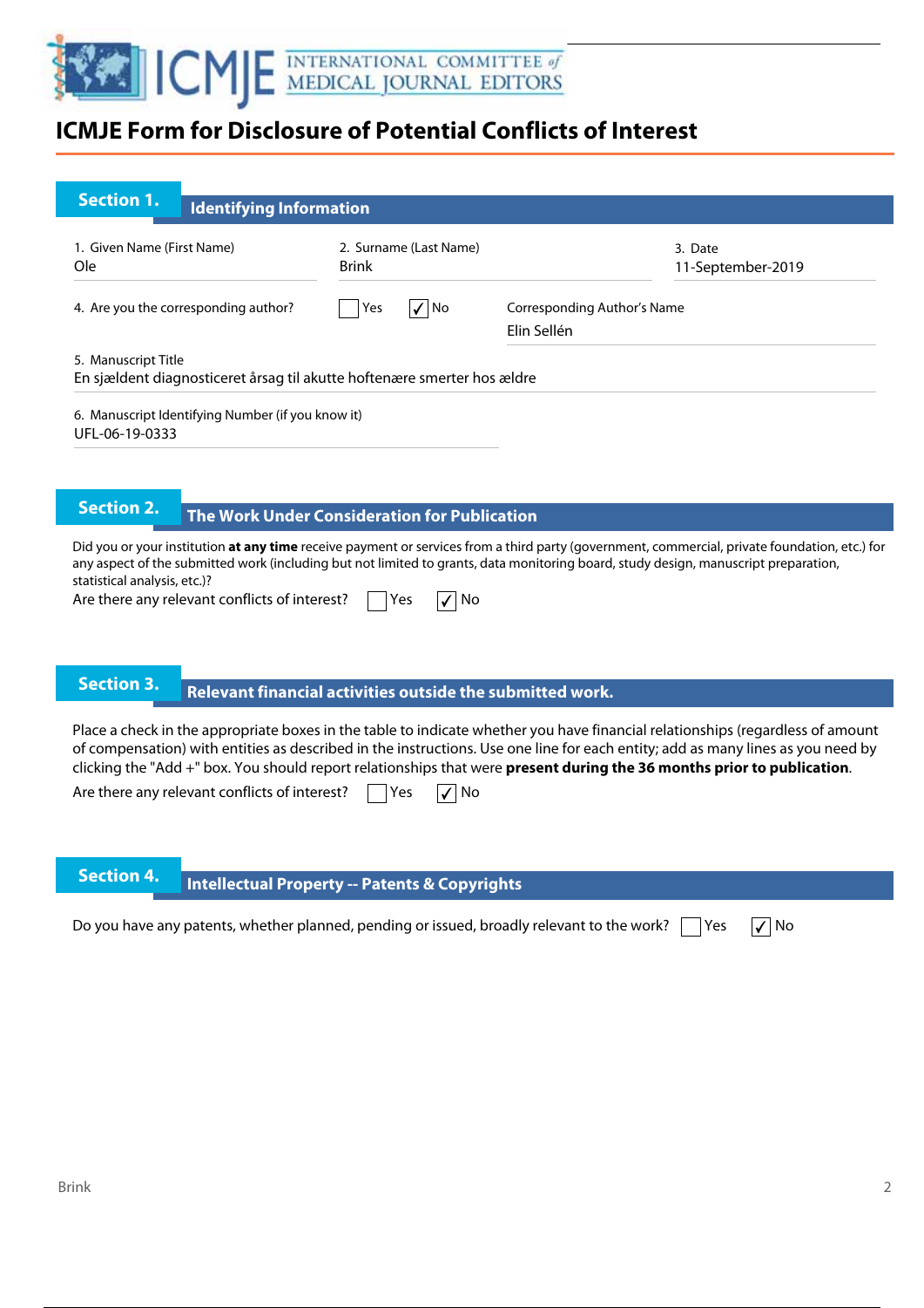# ICMJE Form for Disclosure of Potential Conflicts of Interest

## Section 1. Identifying Information

1. Given Name (First Name)
Ole

2. Surname (Last Name)
Brink

3. Date
11-September-2019

4. Are you the corresponding author? ☐ Yes ☑ No

Corresponding Author's Name
Elin Sellén

5. Manuscript Title
En sjældent diagnosticeret årsag til akutte hoftenære smerter hos ældre

6. Manuscript Identifying Number (if you know it)
UFL-06-19-0333

## Section 2. The Work Under Consideration for Publication

Did you or your institution **at any time** receive payment or services from a third party (government, commercial, private foundation, etc.) for any aspect of the submitted work (including but not limited to grants, data monitoring board, study design, manuscript preparation, statistical analysis, etc.)?

Are there any relevant conflicts of interest? ☐ Yes ☑ No

## Section 3. Relevant financial activities outside the submitted work.

Place a check in the appropriate boxes in the table to indicate whether you have financial relationships (regardless of amount of compensation) with entities as described in the instructions. Use one line for each entity; add as many lines as you need by clicking the "Add +" box. You should report relationships that were **present during the 36 months prior to publication**.

Are there any relevant conflicts of interest? ☐ Yes ☑ No

## Section 4. Intellectual Property -- Patents & Copyrights

Do you have any patents, whether planned, pending or issued, broadly relevant to the work? ☐ Yes ☑ No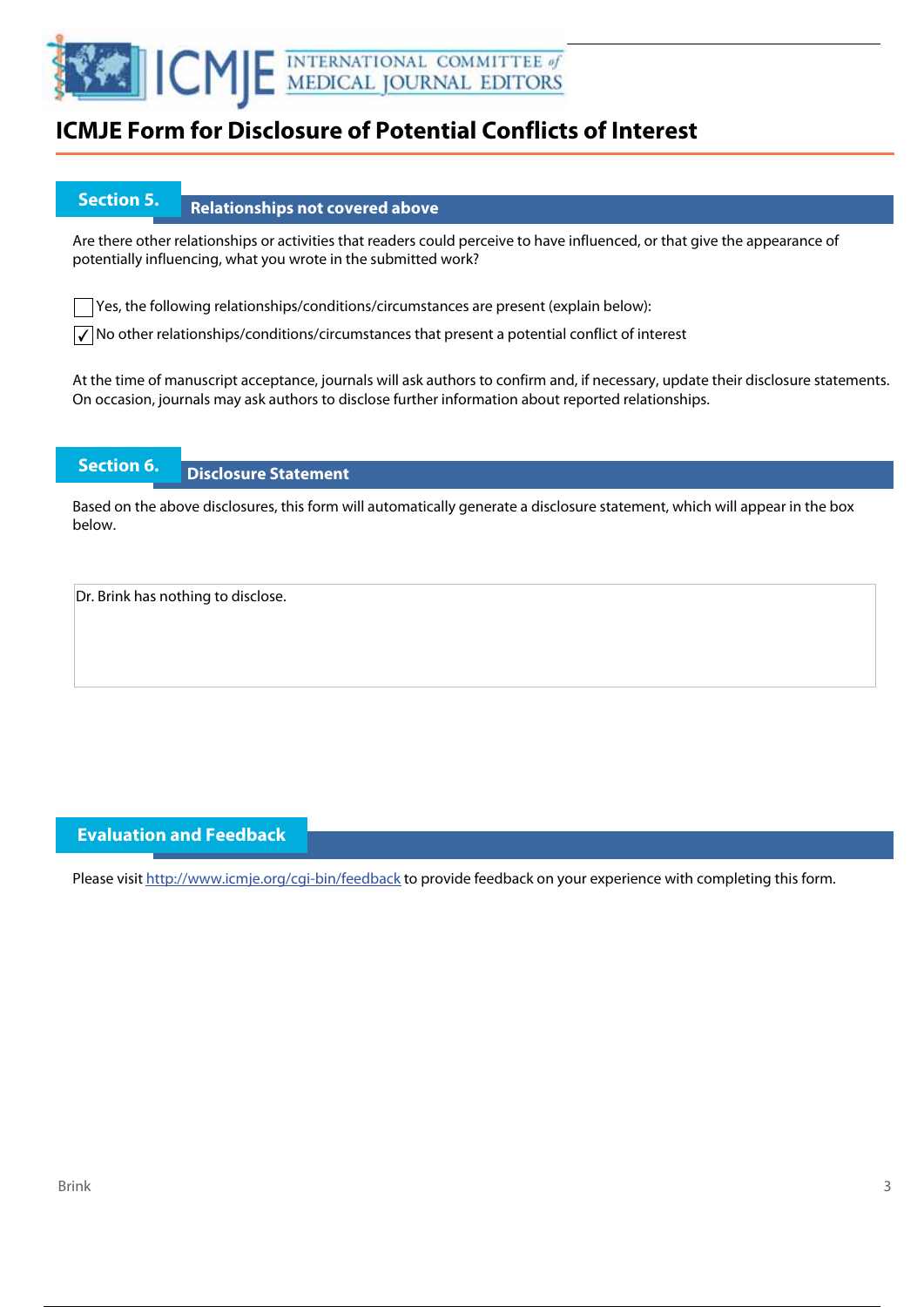# ICMJE Form for Disclosure of Potential Conflicts of Interest

## Section 5. Relationships not covered above

Are there other relationships or activities that readers could perceive to have influenced, or that give the appearance of potentially influencing, what you wrote in the submitted work?

☐ Yes, the following relationships/conditions/circumstances are present (explain below):

☑ No other relationships/conditions/circumstances that present a potential conflict of interest

At the time of manuscript acceptance, journals will ask authors to confirm and, if necessary, update their disclosure statements. On occasion, journals may ask authors to disclose further information about reported relationships.

## Section 6. Disclosure Statement

Based on the above disclosures, this form will automatically generate a disclosure statement, which will appear in the box below.

Dr. Brink has nothing to disclose.

## Evaluation and Feedback

Please visit http://www.icmje.org/cgi-bin/feedback to provide feedback on your experience with completing this form.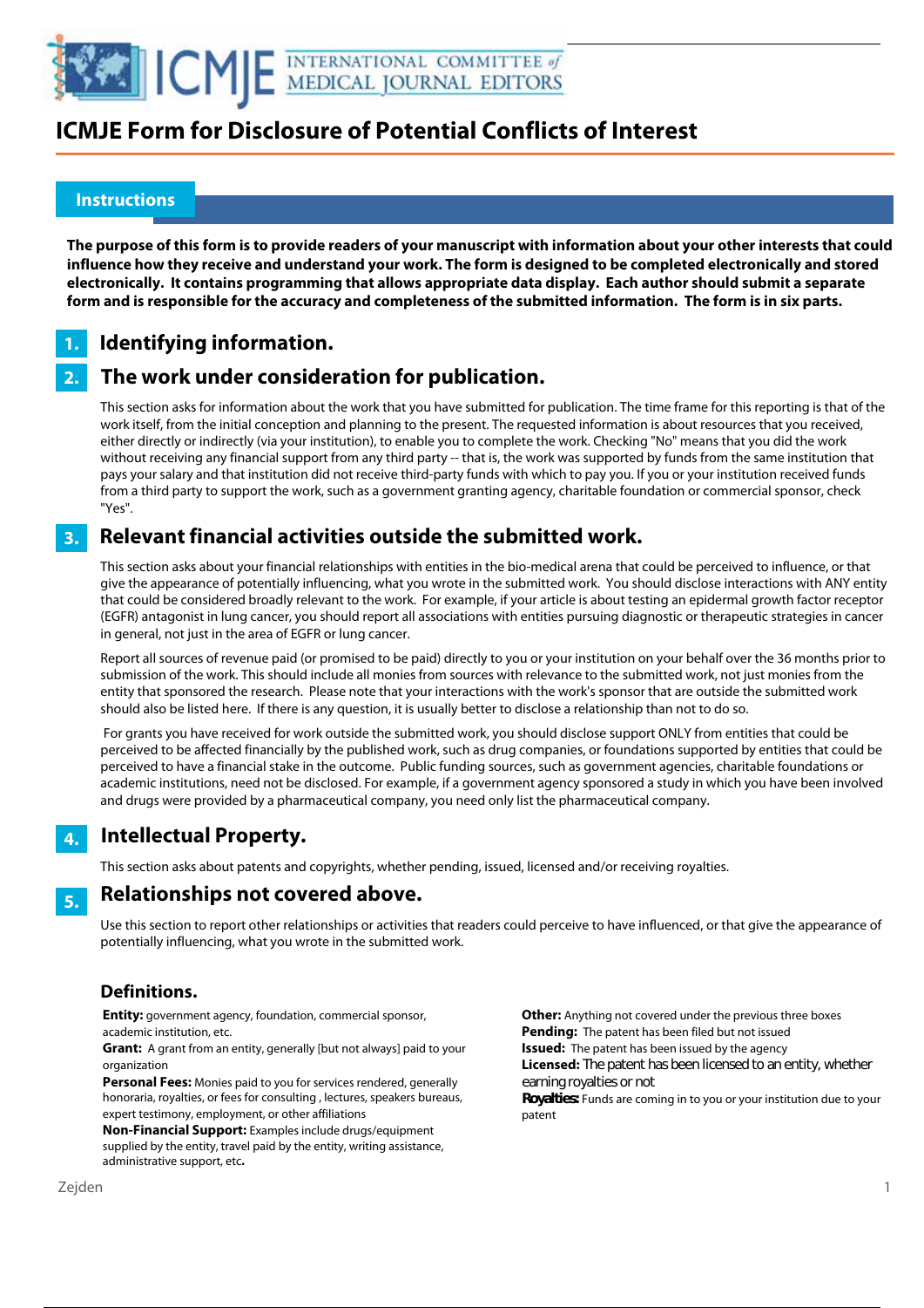# ICMJE Form for Disclosure of Potential Conflicts of Interest

## Instructions

**The purpose of this form is to provide readers of your manuscript with information about your other interests that could influence how they receive and understand your work. The form is designed to be completed electronically and stored electronically. It contains programming that allows appropriate data display. Each author should submit a separate form and is responsible for the accuracy and completeness of the submitted information. The form is in six parts.**

## 1. Identifying information.

## 2. The work under consideration for publication.

This section asks for information about the work that you have submitted for publication. The time frame for this reporting is that of the work itself, from the initial conception and planning to the present. The requested information is about resources that you received, either directly or indirectly (via your institution), to enable you to complete the work. Checking "No" means that you did the work without receiving any financial support from any third party -- that is, the work was supported by funds from the same institution that pays your salary and that institution did not receive third-party funds with which to pay you. If you or your institution received funds from a third party to support the work, such as a government granting agency, charitable foundation or commercial sponsor, check "Yes".

## 3. Relevant financial activities outside the submitted work.

This section asks about your financial relationships with entities in the bio-medical arena that could be perceived to influence, or that give the appearance of potentially influencing, what you wrote in the submitted work. You should disclose interactions with ANY entity that could be considered broadly relevant to the work. For example, if your article is about testing an epidermal growth factor receptor (EGFR) antagonist in lung cancer, you should report all associations with entities pursuing diagnostic or therapeutic strategies in cancer in general, not just in the area of EGFR or lung cancer.

Report all sources of revenue paid (or promised to be paid) directly to you or your institution on your behalf over the 36 months prior to submission of the work. This should include all monies from sources with relevance to the submitted work, not just monies from the entity that sponsored the research. Please note that your interactions with the work's sponsor that are outside the submitted work should also be listed here. If there is any question, it is usually better to disclose a relationship than not to do so.

For grants you have received for work outside the submitted work, you should disclose support ONLY from entities that could be perceived to be affected financially by the published work, such as drug companies, or foundations supported by entities that could be perceived to have a financial stake in the outcome. Public funding sources, such as government agencies, charitable foundations or academic institutions, need not be disclosed. For example, if a government agency sponsored a study in which you have been involved and drugs were provided by a pharmaceutical company, you need only list the pharmaceutical company.

## 4. Intellectual Property.

This section asks about patents and copyrights, whether pending, issued, licensed and/or receiving royalties.

## 5. Relationships not covered above.

Use this section to report other relationships or activities that readers could perceive to have influenced, or that give the appearance of potentially influencing, what you wrote in the submitted work.

### Definitions.

**Entity:** government agency, foundation, commercial sponsor, academic institution, etc.

**Grant:** A grant from an entity, generally [but not always] paid to your organization

**Personal Fees:** Monies paid to you for services rendered, generally honoraria, royalties, or fees for consulting , lectures, speakers bureaus, expert testimony, employment, or other affiliations

**Non-Financial Support:** Examples include drugs/equipment supplied by the entity, travel paid by the entity, writing assistance, administrative support, etc**.**

**Other:** Anything not covered under the previous three boxes

**Pending:** The patent has been filed but not issued

**Issued:** The patent has been issued by the agency

**Licensed:** The patent has been licensed to an entity, whether earning royalties or not

**Royalties:** Funds are coming in to you or your institution due to your patent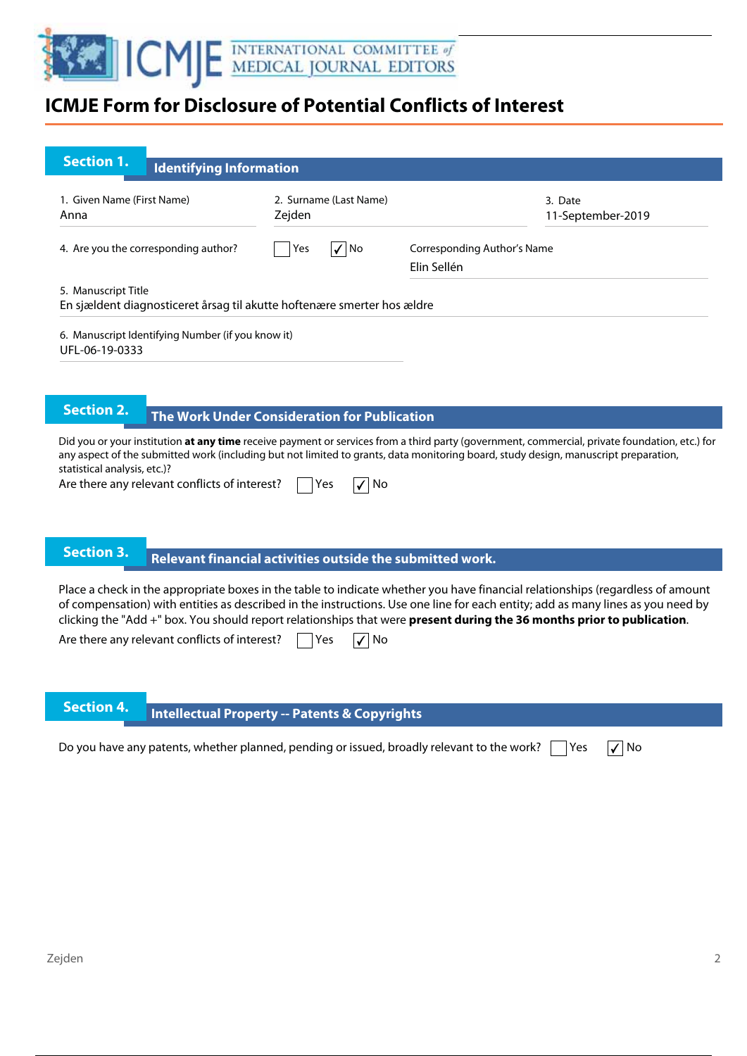# ICMJE Form for Disclosure of Potential Conflicts of Interest

## Section 1. Identifying Information

1. Given Name (First Name)
Anna

2. Surname (Last Name)
Zejden

3. Date
11-September-2019

4. Are you the corresponding author? ☐ Yes ☑ No

Corresponding Author's Name
Elin Sellén

5. Manuscript Title
En sjældent diagnosticeret årsag til akutte hoftenære smerter hos ældre

6. Manuscript Identifying Number (if you know it)
UFL-06-19-0333

## Section 2. The Work Under Consideration for Publication

Did you or your institution **at any time** receive payment or services from a third party (government, commercial, private foundation, etc.) for any aspect of the submitted work (including but not limited to grants, data monitoring board, study design, manuscript preparation, statistical analysis, etc.)?

Are there any relevant conflicts of interest? ☐ Yes ☑ No

## Section 3. Relevant financial activities outside the submitted work.

Place a check in the appropriate boxes in the table to indicate whether you have financial relationships (regardless of amount of compensation) with entities as described in the instructions. Use one line for each entity; add as many lines as you need by clicking the "Add +" box. You should report relationships that were **present during the 36 months prior to publication**.

Are there any relevant conflicts of interest? ☐ Yes ☑ No

## Section 4. Intellectual Property -- Patents & Copyrights

Do you have any patents, whether planned, pending or issued, broadly relevant to the work? ☐ Yes ☑ No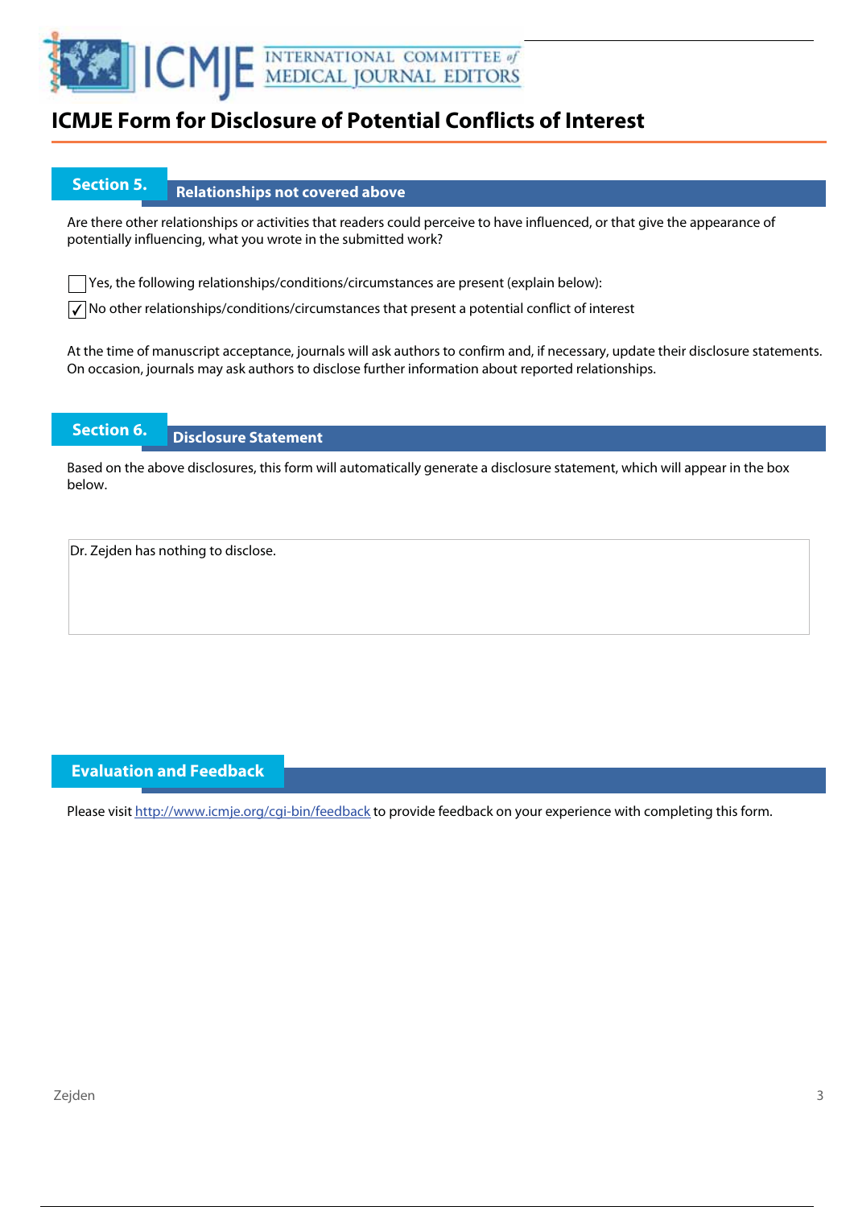# ICMJE Form for Disclosure of Potential Conflicts of Interest

## Section 5. Relationships not covered above

Are there other relationships or activities that readers could perceive to have influenced, or that give the appearance of potentially influencing, what you wrote in the submitted work?

☐ Yes, the following relationships/conditions/circumstances are present (explain below):

☑ No other relationships/conditions/circumstances that present a potential conflict of interest

At the time of manuscript acceptance, journals will ask authors to confirm and, if necessary, update their disclosure statements. On occasion, journals may ask authors to disclose further information about reported relationships.

## Section 6. Disclosure Statement

Based on the above disclosures, this form will automatically generate a disclosure statement, which will appear in the box below.

Dr. Zejden has nothing to disclose.

## Evaluation and Feedback

Please visit http://www.icmje.org/cgi-bin/feedback to provide feedback on your experience with completing this form.